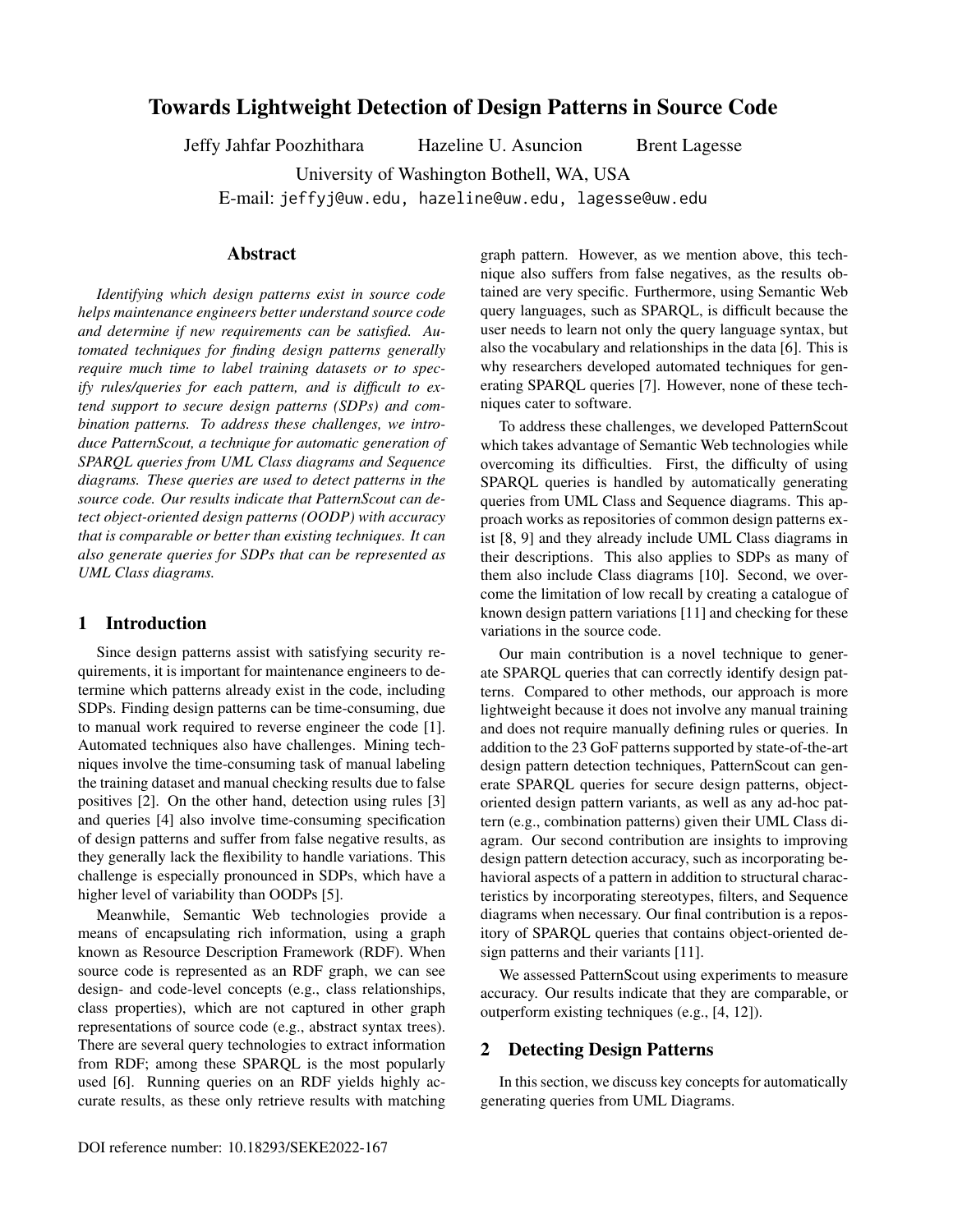# Towards Lightweight Detection of Design Patterns in Source Code

Jeffy Jahfar Poozhithara  Hazeline U. Asuncion  Brent Lagesse

University of Washington Bothell, WA, USA

E-mail: jeffyj@uw.edu, hazeline@uw.edu, lagesse@uw.edu

## Abstract

*Identifying which design patterns exist in source code helps maintenance engineers better understand source code and determine if new requirements can be satisfied. Automated techniques for finding design patterns generally require much time to label training datasets or to specify rules/queries for each pattern, and is difficult to extend support to secure design patterns (SDPs) and combination patterns. To address these challenges, we introduce PatternScout, a technique for automatic generation of SPARQL queries from UML Class diagrams and Sequence diagrams. These queries are used to detect patterns in the source code. Our results indicate that PatternScout can detect object-oriented design patterns (OODP) with accuracy that is comparable or better than existing techniques. It can also generate queries for SDPs that can be represented as UML Class diagrams.*

## 1 Introduction

Since design patterns assist with satisfying security requirements, it is important for maintenance engineers to determine which patterns already exist in the code, including SDPs. Finding design patterns can be time-consuming, due to manual work required to reverse engineer the code [1]. Automated techniques also have challenges. Mining techniques involve the time-consuming task of manual labeling the training dataset and manual checking results due to false positives [2]. On the other hand, detection using rules [3] and queries [4] also involve time-consuming specification of design patterns and suffer from false negative results, as they generally lack the flexibility to handle variations. This challenge is especially pronounced in SDPs, which have a higher level of variability than OODPs [5].

Meanwhile, Semantic Web technologies provide a means of encapsulating rich information, using a graph known as Resource Description Framework (RDF). When source code is represented as an RDF graph, we can see design- and code-level concepts (e.g., class relationships, class properties), which are not captured in other graph representations of source code (e.g., abstract syntax trees). There are several query technologies to extract information from RDF; among these SPARQL is the most popularly used [6]. Running queries on an RDF yields highly accurate results, as these only retrieve results with matching graph pattern. However, as we mention above, this technique also suffers from false negatives, as the results obtained are very specific. Furthermore, using Semantic Web query languages, such as SPARQL, is difficult because the user needs to learn not only the query language syntax, but also the vocabulary and relationships in the data [6]. This is why researchers developed automated techniques for generating SPARQL queries [7]. However, none of these techniques cater to software.

To address these challenges, we developed PatternScout which takes advantage of Semantic Web technologies while overcoming its difficulties. First, the difficulty of using SPARQL queries is handled by automatically generating queries from UML Class and Sequence diagrams. This approach works as repositories of common design patterns exist [8, 9] and they already include UML Class diagrams in their descriptions. This also applies to SDPs as many of them also include Class diagrams [10]. Second, we overcome the limitation of low recall by creating a catalogue of known design pattern variations [11] and checking for these variations in the source code.

Our main contribution is a novel technique to generate SPARQL queries that can correctly identify design patterns. Compared to other methods, our approach is more lightweight because it does not involve any manual training and does not require manually defining rules or queries. In addition to the 23 GoF patterns supported by state-of-the-art design pattern detection techniques, PatternScout can generate SPARQL queries for secure design patterns, object-oriented design pattern variants, as well as any ad-hoc pattern (e.g., combination patterns) given their UML Class diagram. Our second contribution are insights to improving design pattern detection accuracy, such as incorporating behavioral aspects of a pattern in addition to structural characteristics by incorporating stereotypes, filters, and Sequence diagrams when necessary. Our final contribution is a repository of SPARQL queries that contains object-oriented design patterns and their variants [11].

We assessed PatternScout using experiments to measure accuracy. Our results indicate that they are comparable, or outperform existing techniques (e.g., [4, 12]).

## 2 Detecting Design Patterns

In this section, we discuss key concepts for automatically generating queries from UML Diagrams.

DOI reference number: 10.18293/SEKE2022-167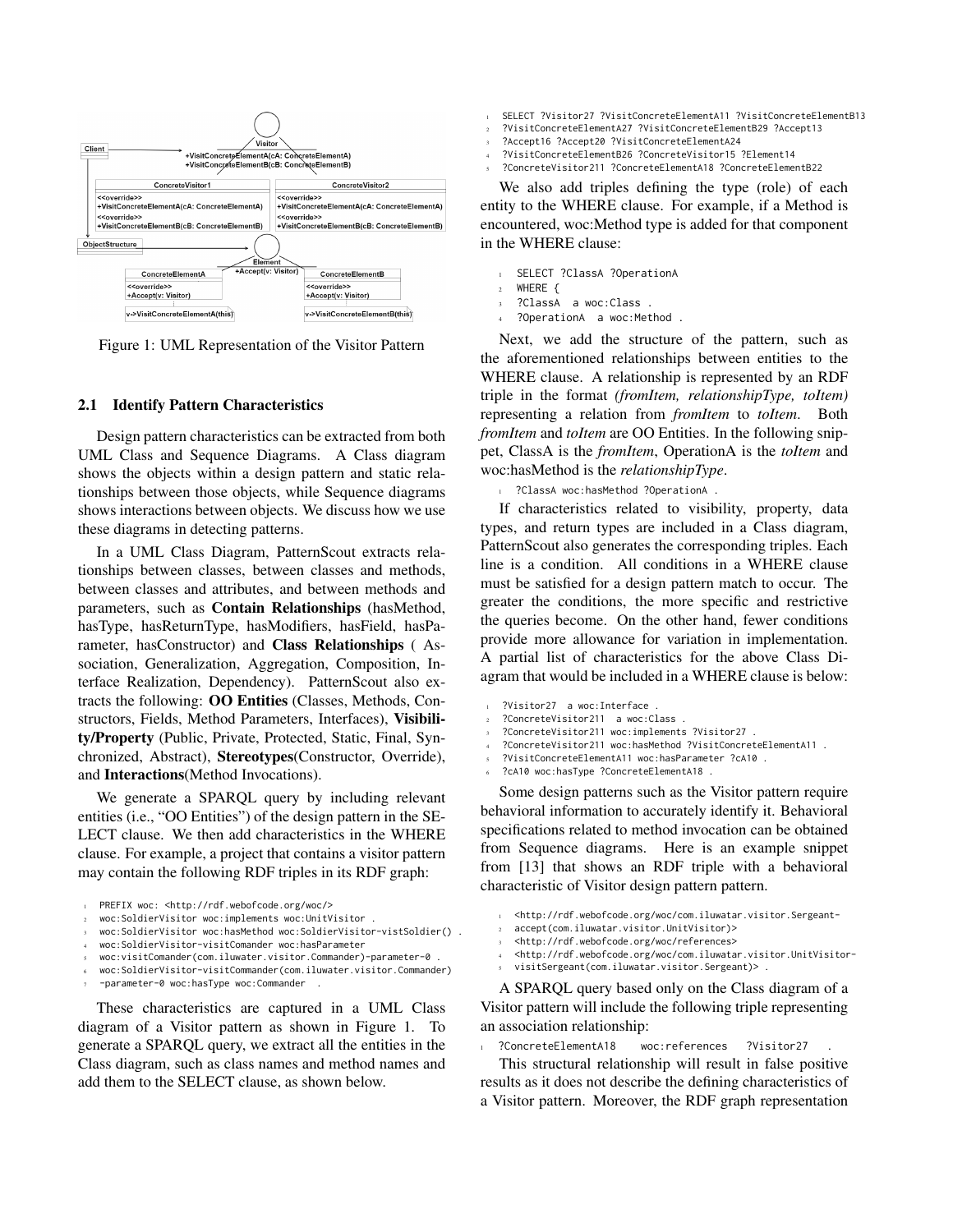Figure 1: UML Representation of the Visitor Pattern

### 2.1 Identify Pattern Characteristics

Design pattern characteristics can be extracted from both UML Class and Sequence Diagrams. A Class diagram shows the objects within a design pattern and static relationships between those objects, while Sequence diagrams shows interactions between objects. We discuss how we use these diagrams in detecting patterns.

In a UML Class Diagram, PatternScout extracts relationships between classes, between classes and methods, between classes and attributes, and between methods and parameters, such as **Contain Relationships** (hasMethod, hasType, hasReturnType, hasModifiers, hasField, hasParameter, hasConstructor) and **Class Relationships** ( Association, Generalization, Aggregation, Composition, Interface Realization, Dependency). PatternScout also extracts the following: **OO Entities** (Classes, Methods, Constructors, Fields, Method Parameters, Interfaces), **Visibility/Property** (Public, Private, Protected, Static, Final, Synchronized, Abstract), **Stereotypes**(Constructor, Override), and **Interactions**(Method Invocations).

We generate a SPARQL query by including relevant entities (i.e., "OO Entities") of the design pattern in the SELECT clause. We then add characteristics in the WHERE clause. For example, a project that contains a visitor pattern may contain the following RDF triples in its RDF graph:

```
PREFIX woc: <http://rdf.webofcode.org/woc/>
woc:SoldierVisitor woc:implements woc:UnitVisitor .
woc:SoldierVisitor woc:hasMethod woc:SoldierVisitor-vistSoldier() .
woc:SoldierVisitor-visitComander woc:hasParameter
woc:visitComander(com.iluwater.visitor.Commander)-parameter-0 .
woc:SoldierVisitor-visitCommander(com.iluwater.visitor.Commander)
-parameter-0 woc:hasType woc:Commander  .
```

These characteristics are captured in a UML Class diagram of a Visitor pattern as shown in Figure 1. To generate a SPARQL query, we extract all the entities in the Class diagram, such as class names and method names and add them to the SELECT clause, as shown below.

```
SELECT ?Visitor27 ?VisitConcreteElementA11 ?VisitConcreteElementB13
?VisitConcreteElementA27 ?VisitConcreteElementB29 ?Accept13
?Accept16 ?Accept20 ?VisitConcreteElementA24
?VisitConcreteElementB26 ?ConcreteVisitor15 ?Element14
?ConcreteVisitor211 ?ConcreteElementA18 ?ConcreteElementB22
```

We also add triples defining the type (role) of each entity to the WHERE clause. For example, if a Method is encountered, woc:Method type is added for that component in the WHERE clause:

```
SELECT ?ClassA ?OperationA
WHERE {
?ClassA  a woc:Class .
?OperationA  a woc:Method .
```

Next, we add the structure of the pattern, such as the aforementioned relationships between entities to the WHERE clause. A relationship is represented by an RDF triple in the format *(fromItem, relationshipType, toItem)* representing a relation from *fromItem* to *toItem*. Both *fromItem* and *toItem* are OO Entities. In the following snippet, ClassA is the *fromItem*, OperationA is the *toItem* and woc:hasMethod is the *relationshipType*.

```
?ClassA woc:hasMethod ?OperationA .
```

If characteristics related to visibility, property, data types, and return types are included in a Class diagram, PatternScout also generates the corresponding triples. Each line is a condition. All conditions in a WHERE clause must be satisfied for a design pattern match to occur. The greater the conditions, the more specific and restrictive the queries become. On the other hand, fewer conditions provide more allowance for variation in implementation. A partial list of characteristics for the above Class Diagram that would be included in a WHERE clause is below:

```
?Visitor27  a woc:Interface .
?ConcreteVisitor211  a woc:Class .
?ConcreteVisitor211 woc:implements ?Visitor27 .
?ConcreteVisitor211 woc:hasMethod ?VisitConcreteElementA11 .
?VisitConcreteElementA11 woc:hasParameter ?cA10 .
?cA10 woc:hasType ?ConcreteElementA18 .
```

Some design patterns such as the Visitor pattern require behavioral information to accurately identify it. Behavioral specifications related to method invocation can be obtained from Sequence diagrams. Here is an example snippet from [13] that shows an RDF triple with a behavioral characteristic of Visitor design pattern pattern.

```
<http://rdf.webofcode.org/woc/com.iluwatar.visitor.Sergeant-
accept(com.iluwatar.visitor.UnitVisitor)>
<http://rdf.webofcode.org/woc/references>
<http://rdf.webofcode.org/woc/com.iluwatar.visitor.UnitVisitor-
visitSergeant(com.iluwatar.visitor.Sergeant)> .
```

A SPARQL query based only on the Class diagram of a Visitor pattern will include the following triple representing an association relationship:

```
?ConcreteElementA18    woc:references    ?Visitor27    .
```

This structural relationship will result in false positive results as it does not describe the defining characteristics of a Visitor pattern. Moreover, the RDF graph representation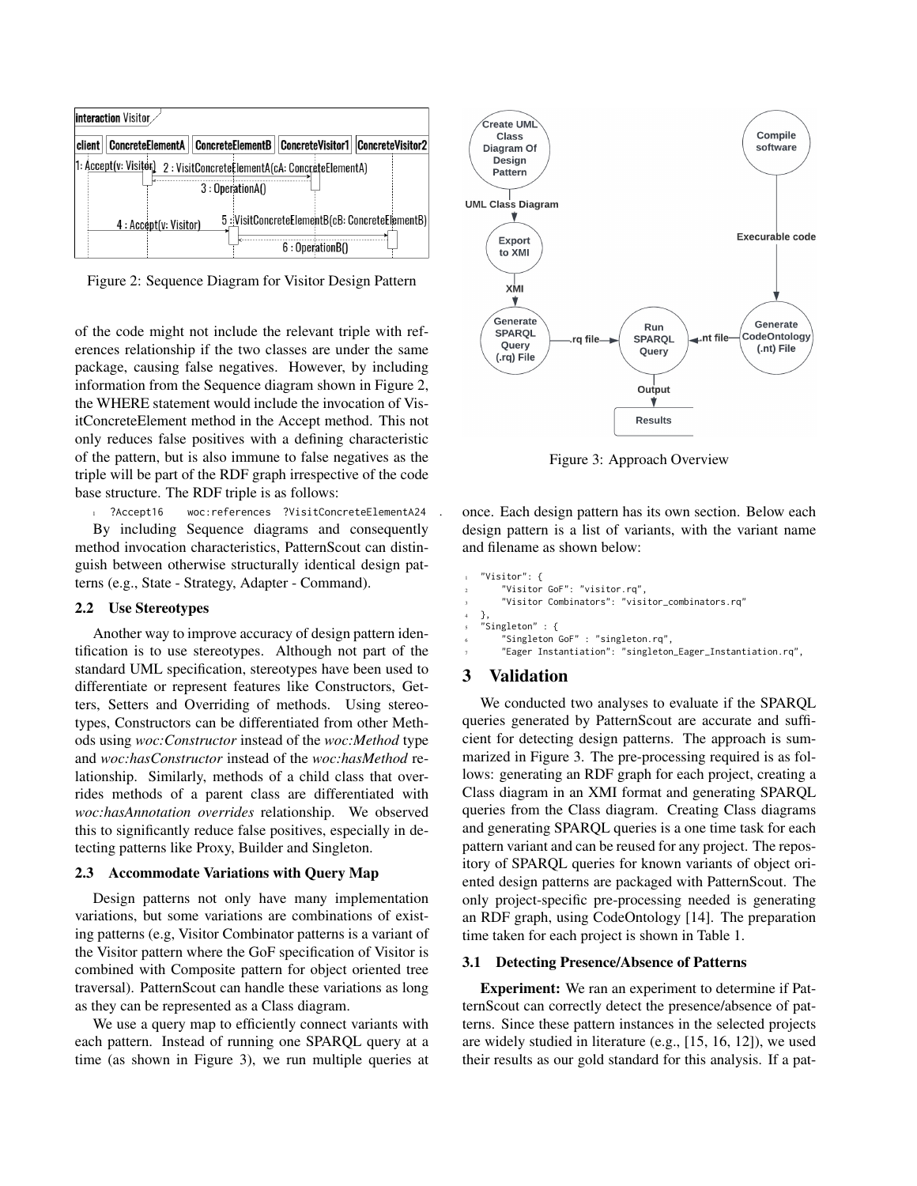Figure 2: Sequence Diagram for Visitor Design Pattern

of the code might not include the relevant triple with references relationship if the two classes are under the same package, causing false negatives. However, by including information from the Sequence diagram shown in Figure 2, the WHERE statement would include the invocation of VisitConcreteElement method in the Accept method. This not only reduces false positives with a defining characteristic of the pattern, but is also immune to false negatives as the triple will be part of the RDF graph irrespective of the code base structure. The RDF triple is as follows:

```
?Accept16   woc:references  ?VisitConcreteElementA24   .
```

By including Sequence diagrams and consequently method invocation characteristics, PatternScout can distinguish between otherwise structurally identical design patterns (e.g., State - Strategy, Adapter - Command).

### 2.2 Use Stereotypes

Another way to improve accuracy of design pattern identification is to use stereotypes. Although not part of the standard UML specification, stereotypes have been used to differentiate or represent features like Constructors, Getters, Setters and Overriding of methods. Using stereotypes, Constructors can be differentiated from other Methods using *woc:Constructor* instead of the *woc:Method* type and *woc:hasConstructor* instead of the *woc:hasMethod* relationship. Similarly, methods of a child class that overrides methods of a parent class are differentiated with *woc:hasAnnotation overrides* relationship. We observed this to significantly reduce false positives, especially in detecting patterns like Proxy, Builder and Singleton.

### 2.3 Accommodate Variations with Query Map

Design patterns not only have many implementation variations, but some variations are combinations of existing patterns (e.g, Visitor Combinator patterns is a variant of the Visitor pattern where the GoF specification of Visitor is combined with Composite pattern for object oriented tree traversal). PatternScout can handle these variations as long as they can be represented as a Class diagram.

We use a query map to efficiently connect variants with each pattern. Instead of running one SPARQL query at a time (as shown in Figure 3), we run multiple queries at once. Each design pattern has its own section. Below each design pattern is a list of variants, with the variant name and filename as shown below:

```
"Visitor": {
    "Visitor GoF": "visitor.rq",
    "Visitor Combinators": "visitor_combinators.rq"
},
"Singleton" : {
    "Singleton GoF" : "singleton.rq",
    "Eager Instantiation": "singleton_Eager_Instantiation.rq",
```

Create UML Class Diagram Of Design Pattern

UML Class Diagram

Export to XMI

XMI

Generate SPARQL Query (.rq) File

.rq file

Run SPARQL Query

.nt file

Generate CodeOntology (.nt) File

Compile software

Execurable code

Output

Results

Figure 3: Approach Overview

## 3 Validation

We conducted two analyses to evaluate if the SPARQL queries generated by PatternScout are accurate and sufficient for detecting design patterns. The approach is summarized in Figure 3. The pre-processing required is as follows: generating an RDF graph for each project, creating a Class diagram in an XMI format and generating SPARQL queries from the Class diagram. Creating Class diagrams and generating SPARQL queries is a one time task for each pattern variant and can be reused for any project. The repository of SPARQL queries for known variants of object oriented design patterns are packaged with PatternScout. The only project-specific pre-processing needed is generating an RDF graph, using CodeOntology [14]. The preparation time taken for each project is shown in Table 1.

### 3.1 Detecting Presence/Absence of Patterns

**Experiment:** We ran an experiment to determine if PatternScout can correctly detect the presence/absence of patterns. Since these pattern instances in the selected projects are widely studied in literature (e.g., [15, 16, 12]), we used their results as our gold standard for this analysis. If a pat-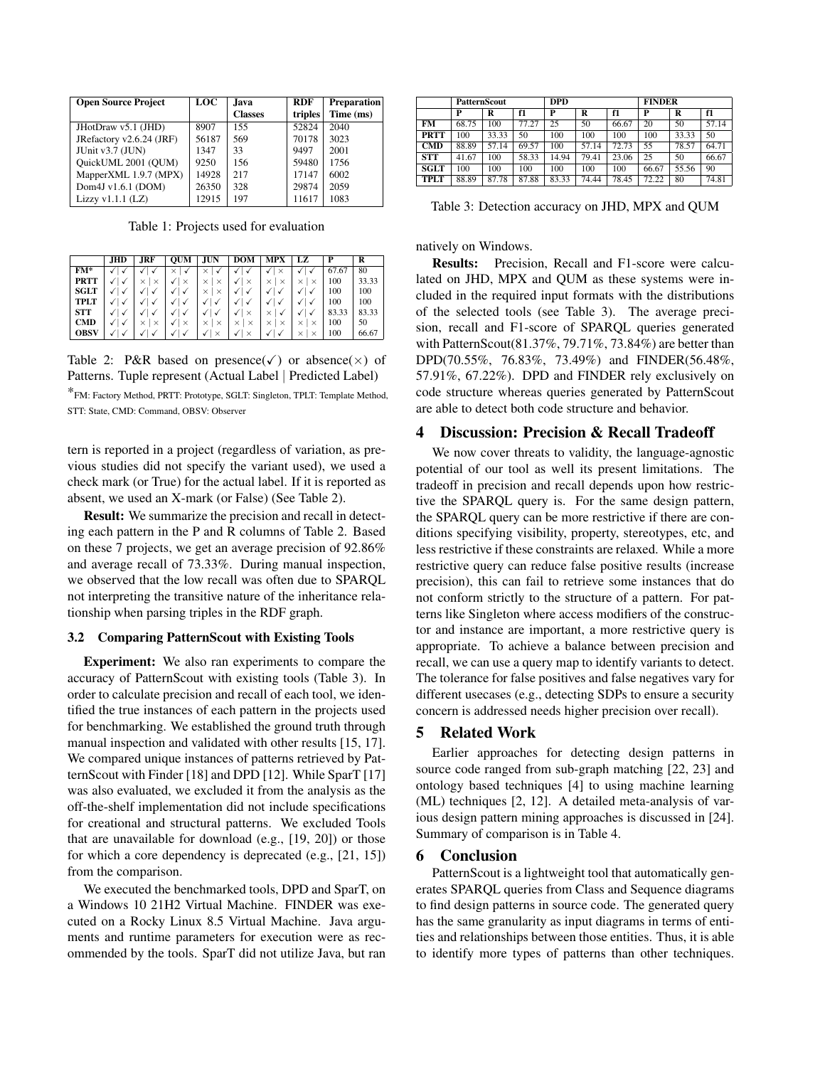| Open Source Project | LOC | Java Classes | RDF triples | Preparation Time (ms) |
|---|---|---|---|---|
| JHotDraw v5.1 (JHD) | 8907 | 155 | 52824 | 2040 |
| JRefactory v2.6.24 (JRF) | 56187 | 569 | 70178 | 3023 |
| JUnit v3.7 (JUN) | 1347 | 33 | 9497 | 2001 |
| QuickUML 2001 (QUM) | 9250 | 156 | 59480 | 1756 |
| MapperXML 1.9.7 (MPX) | 14928 | 217 | 17147 | 6002 |
| Dom4J v1.6.1 (DOM) | 26350 | 328 | 29874 | 2059 |
| Lizzy v1.1.1 (LZ) | 12915 | 197 | 11617 | 1083 |

Table 1: Projects used for evaluation

| | JHD | JRF | QUM | JUN | DOM | MPX | LZ | P | R |
|---|---|---|---|---|---|---|---|---|---|
| FM* | ✓\|✓ | ✓\|✓ | ×\|✓ | ×\|✓ | ✓\|✓ | ✓\|× | ✓\|✓ | 67.67 | 80 |
| PRTT | ✓\|✓ | ×\|× | ✓\|× | ×\|× | ✓\|× | ×\|× | ×\|× | 100 | 33.33 |
| SGLT | ✓\|✓ | ✓\|✓ | ✓\|✓ | ×\|× | ✓\|✓ | ✓\|✓ | ✓\|✓ | 100 | 100 |
| TPLT | ✓\|✓ | ✓\|✓ | ✓\|✓ | ✓\|✓ | ✓\|✓ | ✓\|✓ | ✓\|✓ | 100 | 100 |
| STT | ✓\|✓ | ✓\|✓ | ✓\|✓ | ✓\|✓ | ✓\|× | ×\|✓ | ✓\|✓ | 83.33 | 83.33 |
| CMD | ✓\|✓ | ×\|× | ✓\|× | ×\|× | ×\|× | ×\|× | ×\|× | 100 | 50 |
| OBSV | ✓\|✓ | ✓\|✓ | ✓\|✓ | ✓\|× | ✓\|× | ✓\|✓ | ×\|× | 100 | 66.67 |

Table 2: P&R based on presence(✓) or absence(×) of Patterns. Tuple represent (Actual Label | Predicted Label)

*FM: Factory Method, PRTT: Prototype, SGLT: Singleton, TPLT: Template Method, STT: State, CMD: Command, OBSV: Observer

tern is reported in a project (regardless of variation, as previous studies did not specify the variant used), we used a check mark (or True) for the actual label. If it is reported as absent, we used an X-mark (or False) (See Table 2).

**Result:** We summarize the precision and recall in detecting each pattern in the P and R columns of Table 2. Based on these 7 projects, we get an average precision of 92.86% and average recall of 73.33%. During manual inspection, we observed that the low recall was often due to SPARQL not interpreting the transitive nature of the inheritance relationship when parsing triples in the RDF graph.

### 3.2 Comparing PatternScout with Existing Tools

**Experiment:** We also ran experiments to compare the accuracy of PatternScout with existing tools (Table 3). In order to calculate precision and recall of each tool, we identified the true instances of each pattern in the projects used for benchmarking. We established the ground truth through manual inspection and validated with other results [15, 17]. We compared unique instances of patterns retrieved by PatternScout with Finder [18] and DPD [12]. While SparT [17] was also evaluated, we excluded it from the analysis as the off-the-shelf implementation did not include specifications for creational and structural patterns. We excluded Tools that are unavailable for download (e.g., [19, 20]) or those for which a core dependency is deprecated (e.g., [21, 15]) from the comparison.

We executed the benchmarked tools, DPD and SparT, on a Windows 10 21H2 Virtual Machine. FINDER was executed on a Rocky Linux 8.5 Virtual Machine. Java arguments and runtime parameters for execution were as recommended by the tools. SparT did not utilize Java, but ran

| | PatternScout | | | DPD | | | FINDER | | |
|---|---|---|---|---|---|---|---|---|---|
| | P | R | f1 | P | R | f1 | P | R | f1 |
| FM | 68.75 | 100 | 77.27 | 25 | 50 | 66.67 | 20 | 50 | 57.14 |
| PRTT | 100 | 33.33 | 50 | 100 | 100 | 100 | 100 | 33.33 | 50 |
| CMD | 88.89 | 57.14 | 69.57 | 100 | 57.14 | 72.73 | 55 | 78.57 | 64.71 |
| STT | 41.67 | 100 | 58.33 | 14.94 | 79.41 | 23.06 | 25 | 50 | 66.67 |
| SGLT | 100 | 100 | 100 | 100 | 100 | 100 | 66.67 | 55.56 | 90 |
| TPLT | 88.89 | 87.78 | 87.88 | 83.33 | 74.44 | 78.45 | 72.22 | 80 | 74.81 |

Table 3: Detection accuracy on JHD, MPX and QUM

natively on Windows.

**Results:** Precision, Recall and F1-score were calculated on JHD, MPX and QUM as these systems were included in the required input formats with the distributions of the selected tools (see Table 3). The average precision, recall and F1-score of SPARQL queries generated with PatternScout(81.37%, 79.71%, 73.84%) are better than DPD(70.55%, 76.83%, 73.49%) and FINDER(56.48%, 57.91%, 67.22%). DPD and FINDER rely exclusively on code structure whereas queries generated by PatternScout are able to detect both code structure and behavior.

## 4 Discussion: Precision & Recall Tradeoff

We now cover threats to validity, the language-agnostic potential of our tool as well its present limitations. The tradeoff in precision and recall depends upon how restrictive the SPARQL query is. For the same design pattern, the SPARQL query can be more restrictive if there are conditions specifying visibility, property, stereotypes, etc, and less restrictive if these constraints are relaxed. While a more restrictive query can reduce false positive results (increase precision), this can fail to retrieve some instances that do not conform strictly to the structure of a pattern. For patterns like Singleton where access modifiers of the constructor and instance are important, a more restrictive query is appropriate. To achieve a balance between precision and recall, we can use a query map to identify variants to detect. The tolerance for false positives and false negatives vary for different usecases (e.g., detecting SDPs to ensure a security concern is addressed needs higher precision over recall).

## 5 Related Work

Earlier approaches for detecting design patterns in source code ranged from sub-graph matching [22, 23] and ontology based techniques [4] to using machine learning (ML) techniques [2, 12]. A detailed meta-analysis of various design pattern mining approaches is discussed in [24]. Summary of comparison is in Table 4.

## 6 Conclusion

PatternScout is a lightweight tool that automatically generates SPARQL queries from Class and Sequence diagrams to find design patterns in source code. The generated query has the same granularity as input diagrams in terms of entities and relationships between those entities. Thus, it is able to identify more types of patterns than other techniques.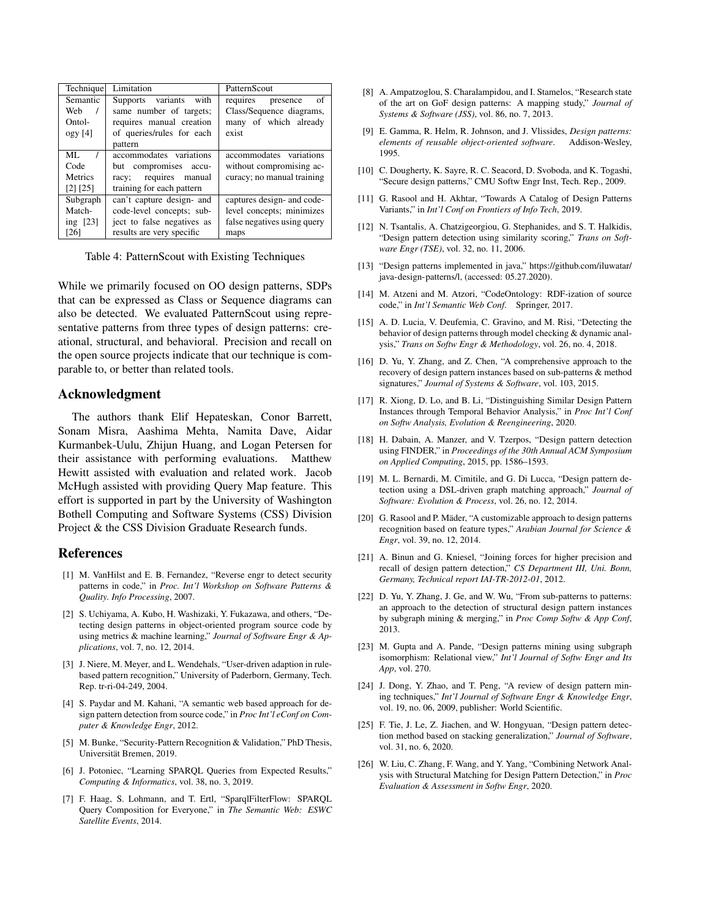| Technique | Limitation | PatternScout |
|---|---|---|
| Semantic Web / Ontology [4] | Supports variants with same number of targets; requires manual creation of queries/rules for each pattern | requires presence of Class/Sequence diagrams, many of which already exist |
| ML / Code Metrics [2] [25] | accommodates variations but compromises accuracy; requires manual training for each pattern | accommodates variations without compromising accuracy; no manual training |
| Subgraph Matching [23] [26] | can't capture design- and code-level concepts; subject to false negatives as results are very specific | captures design- and code-level concepts; minimizes false negatives using query maps |

Table 4: PatternScout with Existing Techniques

While we primarily focused on OO design patterns, SDPs that can be expressed as Class or Sequence diagrams can also be detected. We evaluated PatternScout using representative patterns from three types of design patterns: creational, structural, and behavioral. Precision and recall on the open source projects indicate that our technique is comparable to, or better than related tools.

## Acknowledgment

The authors thank Elif Hepateskan, Conor Barrett, Sonam Misra, Aashima Mehta, Namita Dave, Aidar Kurmanbek-Uulu, Zhijun Huang, and Logan Petersen for their assistance with performing evaluations. Matthew Hewitt assisted with evaluation and related work. Jacob McHugh assisted with providing Query Map feature. This effort is supported in part by the University of Washington Bothell Computing and Software Systems (CSS) Division Project & the CSS Division Graduate Research funds.

## References

[1] M. VanHilst and E. B. Fernandez, "Reverse engr to detect security patterns in code," in *Proc. Int'l Workshop on Software Patterns & Quality. Info Processing*, 2007.

[2] S. Uchiyama, A. Kubo, H. Washizaki, Y. Fukazawa, and others, "Detecting design patterns in object-oriented program source code by using metrics & machine learning," *Journal of Software Engr & Applications*, vol. 7, no. 12, 2014.

[3] J. Niere, M. Meyer, and L. Wendehals, "User-driven adaption in rule-based pattern recognition," University of Paderborn, Germany, Tech. Rep. tr-ri-04-249, 2004.

[4] S. Paydar and M. Kahani, "A semantic web based approach for design pattern detection from source code," in *Proc Int'l eConf on Computer & Knowledge Engr*, 2012.

[5] M. Bunke, "Security-Pattern Recognition & Validation," PhD Thesis, Universität Bremen, 2019.

[6] J. Potoniec, "Learning SPARQL Queries from Expected Results," *Computing & Informatics*, vol. 38, no. 3, 2019.

[7] F. Haag, S. Lohmann, and T. Ertl, "SparqlFilterFlow: SPARQL Query Composition for Everyone," in *The Semantic Web: ESWC Satellite Events*, 2014.

[8] A. Ampatzoglou, S. Charalampidou, and I. Stamelos, "Research state of the art on GoF design patterns: A mapping study," *Journal of Systems & Software (JSS)*, vol. 86, no. 7, 2013.

[9] E. Gamma, R. Helm, R. Johnson, and J. Vlissides, *Design patterns: elements of reusable object-oriented software*. Addison-Wesley, 1995.

[10] C. Dougherty, K. Sayre, R. C. Seacord, D. Svoboda, and K. Togashi, "Secure design patterns," CMU Softw Engr Inst, Tech. Rep., 2009.

[11] G. Rasool and H. Akhtar, "Towards A Catalog of Design Patterns Variants," in *Int'l Conf on Frontiers of Info Tech*, 2019.

[12] N. Tsantalis, A. Chatzigeorgiou, G. Stephanides, and S. T. Halkidis, "Design pattern detection using similarity scoring," *Trans on Software Engr (TSE)*, vol. 32, no. 11, 2006.

[13] "Design patterns implemented in java," https://github.com/iluwatar/java-design-patterns/l, (accessed: 05.27.2020).

[14] M. Atzeni and M. Atzori, "CodeOntology: RDF-ization of source code," in *Int'l Semantic Web Conf*. Springer, 2017.

[15] A. D. Lucia, V. Deufemia, C. Gravino, and M. Risi, "Detecting the behavior of design patterns through model checking & dynamic analysis," *Trans on Softw Engr & Methodology*, vol. 26, no. 4, 2018.

[16] D. Yu, Y. Zhang, and Z. Chen, "A comprehensive approach to the recovery of design pattern instances based on sub-patterns & method signatures," *Journal of Systems & Software*, vol. 103, 2015.

[17] R. Xiong, D. Lo, and B. Li, "Distinguishing Similar Design Pattern Instances through Temporal Behavior Analysis," in *Proc Int'l Conf on Softw Analysis, Evolution & Reengineering*, 2020.

[18] H. Dabain, A. Manzer, and V. Tzerpos, "Design pattern detection using FINDER," in *Proceedings of the 30th Annual ACM Symposium on Applied Computing*, 2015, pp. 1586–1593.

[19] M. L. Bernardi, M. Cimitile, and G. Di Lucca, "Design pattern detection using a DSL-driven graph matching approach," *Journal of Software: Evolution & Process*, vol. 26, no. 12, 2014.

[20] G. Rasool and P. Mäder, "A customizable approach to design patterns recognition based on feature types," *Arabian Journal for Science & Engr*, vol. 39, no. 12, 2014.

[21] A. Binun and G. Kniesel, "Joining forces for higher precision and recall of design pattern detection," *CS Department III, Uni. Bonn, Germany, Technical report IAI-TR-2012-01*, 2012.

[22] D. Yu, Y. Zhang, J. Ge, and W. Wu, "From sub-patterns to patterns: an approach to the detection of structural design pattern instances by subgraph mining & merging," in *Proc Comp Softw & App Conf*, 2013.

[23] M. Gupta and A. Pande, "Design patterns mining using subgraph isomorphism: Relational view," *Int'l Journal of Softw Engr and Its App*, vol. 270.

[24] J. Dong, Y. Zhao, and T. Peng, "A review of design pattern mining techniques," *Int'l Journal of Software Engr & Knowledge Engr*, vol. 19, no. 06, 2009, publisher: World Scientific.

[25] F. Tie, J. Le, Z. Jiachen, and W. Hongyuan, "Design pattern detection method based on stacking generalization," *Journal of Software*, vol. 31, no. 6, 2020.

[26] W. Liu, C. Zhang, F. Wang, and Y. Yang, "Combining Network Analysis with Structural Matching for Design Pattern Detection," in *Proc Evaluation & Assessment in Softw Engr*, 2020.